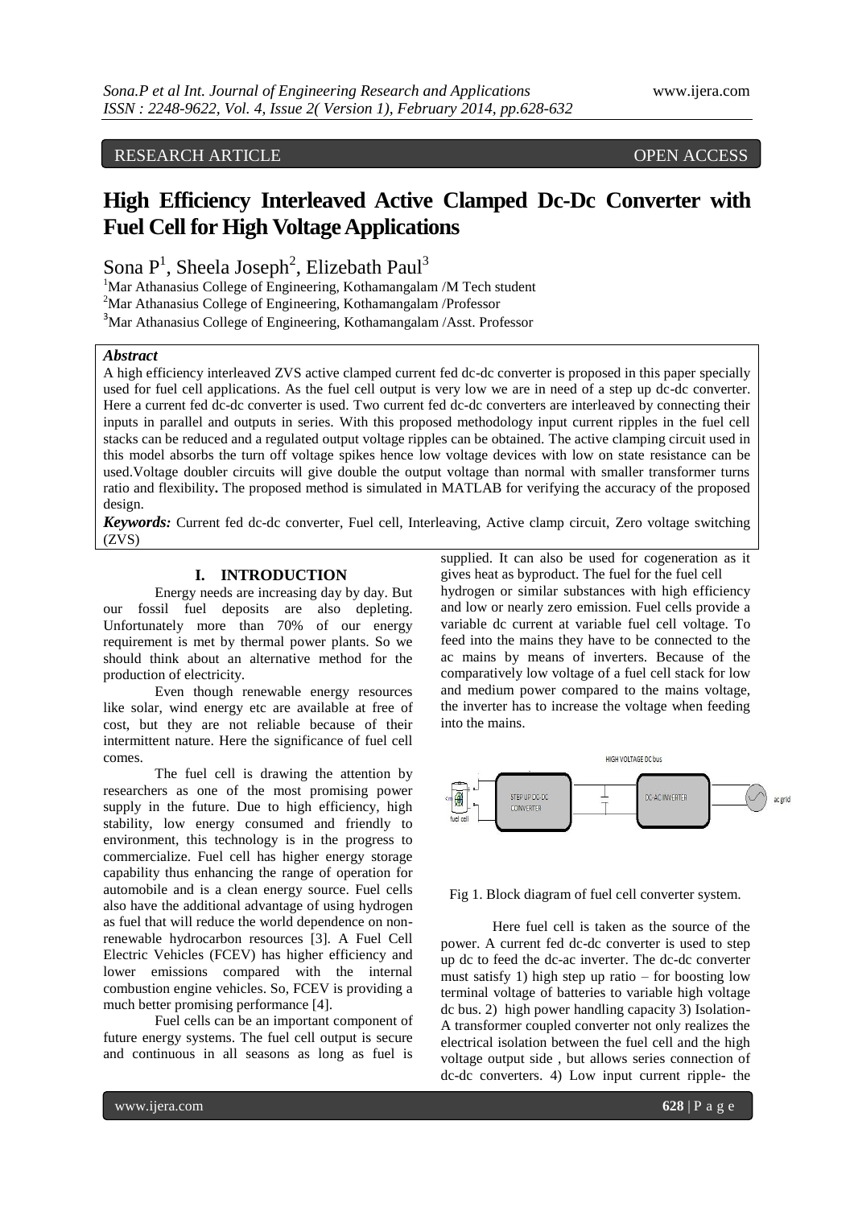RESEARCH ARTICLE OPEN ACCESS

# High Efficiency Interleaved Active Clamped Dc-Dc Converter with Fuel Cell for High Voltage Applications

Sona P[1], Sheela Joseph[2], Elizebath Paul[3]

[1]Mar Athanasius College of Engineering, Kothamangalam /M Tech student
[2]Mar Athanasius College of Engineering, Kothamangalam /Professor
[3]Mar Athanasius College of Engineering, Kothamangalam /Asst. Professor

***Abstract***

A high efficiency interleaved ZVS active clamped current fed dc-dc converter is proposed in this paper specially used for fuel cell applications. As the fuel cell output is very low we are in need of a step up dc-dc converter. Here a current fed dc-dc converter is used. Two current fed dc-dc converters are interleaved by connecting their inputs in parallel and outputs in series. With this proposed methodology input current ripples in the fuel cell stacks can be reduced and a regulated output voltage ripples can be obtained. The active clamping circuit used in this model absorbs the turn off voltage spikes hence low voltage devices with low on state resistance can be used.Voltage doubler circuits will give double the output voltage than normal with smaller transformer turns ratio and flexibility**.** The proposed method is simulated in MATLAB for verifying the accuracy of the proposed design.

***Keywords:*** Current fed dc-dc converter, Fuel cell, Interleaving, Active clamp circuit, Zero voltage switching (ZVS)

## I. INTRODUCTION

Energy needs are increasing day by day. But our fossil fuel deposits are also depleting. Unfortunately more than 70% of our energy requirement is met by thermal power plants. So we should think about an alternative method for the production of electricity.

Even though renewable energy resources like solar, wind energy etc are available at free of cost, but they are not reliable because of their intermittent nature. Here the significance of fuel cell comes.

The fuel cell is drawing the attention by researchers as one of the most promising power supply in the future. Due to high efficiency, high stability, low energy consumed and friendly to environment, this technology is in the progress to commercialize. Fuel cell has higher energy storage capability thus enhancing the range of operation for automobile and is a clean energy source. Fuel cells also have the additional advantage of using hydrogen as fuel that will reduce the world dependence on non-renewable hydrocarbon resources [3]. A Fuel Cell Electric Vehicles (FCEV) has higher efficiency and lower emissions compared with the internal combustion engine vehicles. So, FCEV is providing a much better promising performance [4].

Fuel cells can be an important component of future energy systems. The fuel cell output is secure and continuous in all seasons as long as fuel is supplied. It can also be used for cogeneration as it gives heat as byproduct. The fuel for the fuel cell hydrogen or similar substances with high efficiency and low or nearly zero emission. Fuel cells provide a variable dc current at variable fuel cell voltage. To feed into the mains they have to be connected to the ac mains by means of inverters. Because of the comparatively low voltage of a fuel cell stack for low and medium power compared to the mains voltage, the inverter has to increase the voltage when feeding into the mains.

HIGH VOLTAGE DC bus

fuel cell | STEP UP DC-DC CONVERTER | DC-AC INVERTER | ac grid

Fig 1. Block diagram of fuel cell converter system.

Here fuel cell is taken as the source of the power. A current fed dc-dc converter is used to step up dc to feed the dc-ac inverter. The dc-dc converter must satisfy 1) high step up ratio – for boosting low terminal voltage of batteries to variable high voltage dc bus. 2) high power handling capacity 3) Isolation- A transformer coupled converter not only realizes the electrical isolation between the fuel cell and the high voltage output side , but allows series connection of dc-dc converters. 4) Low input current ripple- the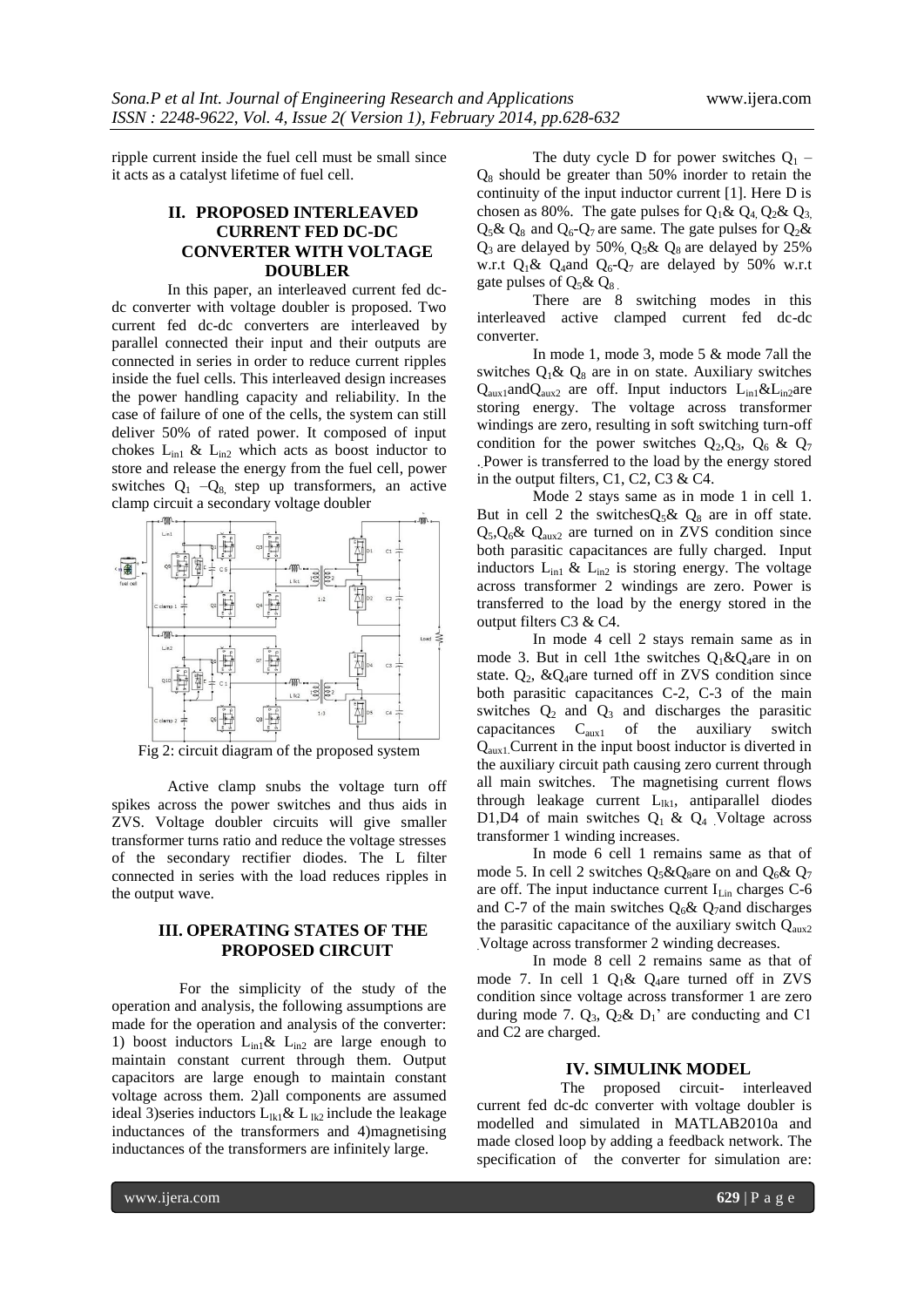ripple current inside the fuel cell must be small since it acts as a catalyst lifetime of fuel cell.

## II. PROPOSED INTERLEAVED CURRENT FED DC-DC CONVERTER WITH VOLTAGE DOUBLER

In this paper, an interleaved current fed dc-dc converter with voltage doubler is proposed. Two current fed dc-dc converters are interleaved by parallel connected their input and their outputs are connected in series in order to reduce current ripples inside the fuel cells. This interleaved design increases the power handling capacity and reliability. In the case of failure of one of the cells, the system can still deliver 50% of rated power. It composed of input chokes $L_{in1}$ & $L_{in2}$ which acts as boost inductor to store and release the energy from the fuel cell, power switches $Q_1$ –$Q_8$, step up transformers, an active clamp circuit a secondary voltage doubler

Fig 2: circuit diagram of the proposed system

Active clamp snubs the voltage turn off spikes across the power switches and thus aids in ZVS. Voltage doubler circuits will give smaller transformer turns ratio and reduce the voltage stresses of the secondary rectifier diodes. The L filter connected in series with the load reduces ripples in the output wave.

## III. OPERATING STATES OF THE PROPOSED CIRCUIT

For the simplicity of the study of the operation and analysis, the following assumptions are made for the operation and analysis of the converter: 1) boost inductors $L_{in1}$& $L_{in2}$ are large enough to maintain constant current through them. Output capacitors are large enough to maintain constant voltage across them. 2)all components are assumed ideal 3)series inductors $L_{lk1}$& $L_{lk2}$ include the leakage inductances of the transformers and 4)magnetising inductances of the transformers are infinitely large.

The duty cycle D for power switches $Q_1$ – $Q_8$ should be greater than 50% inorder to retain the continuity of the input inductor current [1]. Here D is chosen as 80%. The gate pulses for $Q_1$& $Q_4$, $Q_2$& $Q_3$, $Q_5$& $Q_8$ and $Q_6$-$Q_7$ are same. The gate pulses for $Q_2$& $Q_3$ are delayed by 50%, $Q_5$& $Q_8$ are delayed by 25% w.r.t $Q_1$& $Q_4$and $Q_6$-$Q_7$ are delayed by 50% w.r.t gate pulses of $Q_5$& $Q_8$ .

There are 8 switching modes in this interleaved active clamped current fed dc-dc converter.

In mode 1, mode 3, mode 5 & mode 7all the switches $Q_1$& $Q_8$ are in on state. Auxiliary switches $Q_{aux1}$and$Q_{aux2}$ are off. Input inductors $L_{in1}$&$L_{in2}$are storing energy. The voltage across transformer windings are zero, resulting in soft switching turn-off condition for the power switches $Q_2$,$Q_3$, $Q_6$ & $Q_7$ . Power is transferred to the load by the energy stored in the output filters, C1, C2, C3 & C4.

Mode 2 stays same as in mode 1 in cell 1. But in cell 2 the switches$Q_5$& $Q_8$ are in off state. $Q_5$,$Q_6$& $Q_{aux2}$ are turned on in ZVS condition since both parasitic capacitances are fully charged. Input inductors $L_{in1}$ & $L_{in2}$ is storing energy. The voltage across transformer 2 windings are zero. Power is transferred to the load by the energy stored in the output filters C3 & C4.

In mode 4 cell 2 stays remain same as in mode 3. But in cell 1the switches $Q_1$&$Q_4$are in on state. $Q_2$, &$Q_4$are turned off in ZVS condition since both parasitic capacitances C-2, C-3 of the main switches $Q_2$ and $Q_3$ and discharges the parasitic capacitances $C_{aux1}$ of the auxiliary switch $Q_{aux1}$.Current in the input boost inductor is diverted in the auxiliary circuit path causing zero current through all main switches. The magnetising current flows through leakage current $L_{lk1}$, antiparallel diodes D1,D4 of main switches $Q_1$ & $Q_4$ .Voltage across transformer 1 winding increases.

In mode 6 cell 1 remains same as that of mode 5. In cell 2 switches $Q_5$&$Q_8$are on and $Q_6$& $Q_7$ are off. The input inductance current $I_{Lin}$ charges C-6 and C-7 of the main switches $Q_6$& $Q_7$and discharges the parasitic capacitance of the auxiliary switch $Q_{aux2}$ .Voltage across transformer 2 winding decreases.

In mode 8 cell 2 remains same as that of mode 7. In cell 1 $Q_1$& $Q_4$are turned off in ZVS condition since voltage across transformer 1 are zero during mode 7. $Q_3$, $Q_2$& $D_1$' are conducting and C1 and C2 are charged.

## IV. SIMULINK MODEL

The proposed circuit- interleaved current fed dc-dc converter with voltage doubler is modelled and simulated in MATLAB2010a and made closed loop by adding a feedback network. The specification of the converter for simulation are: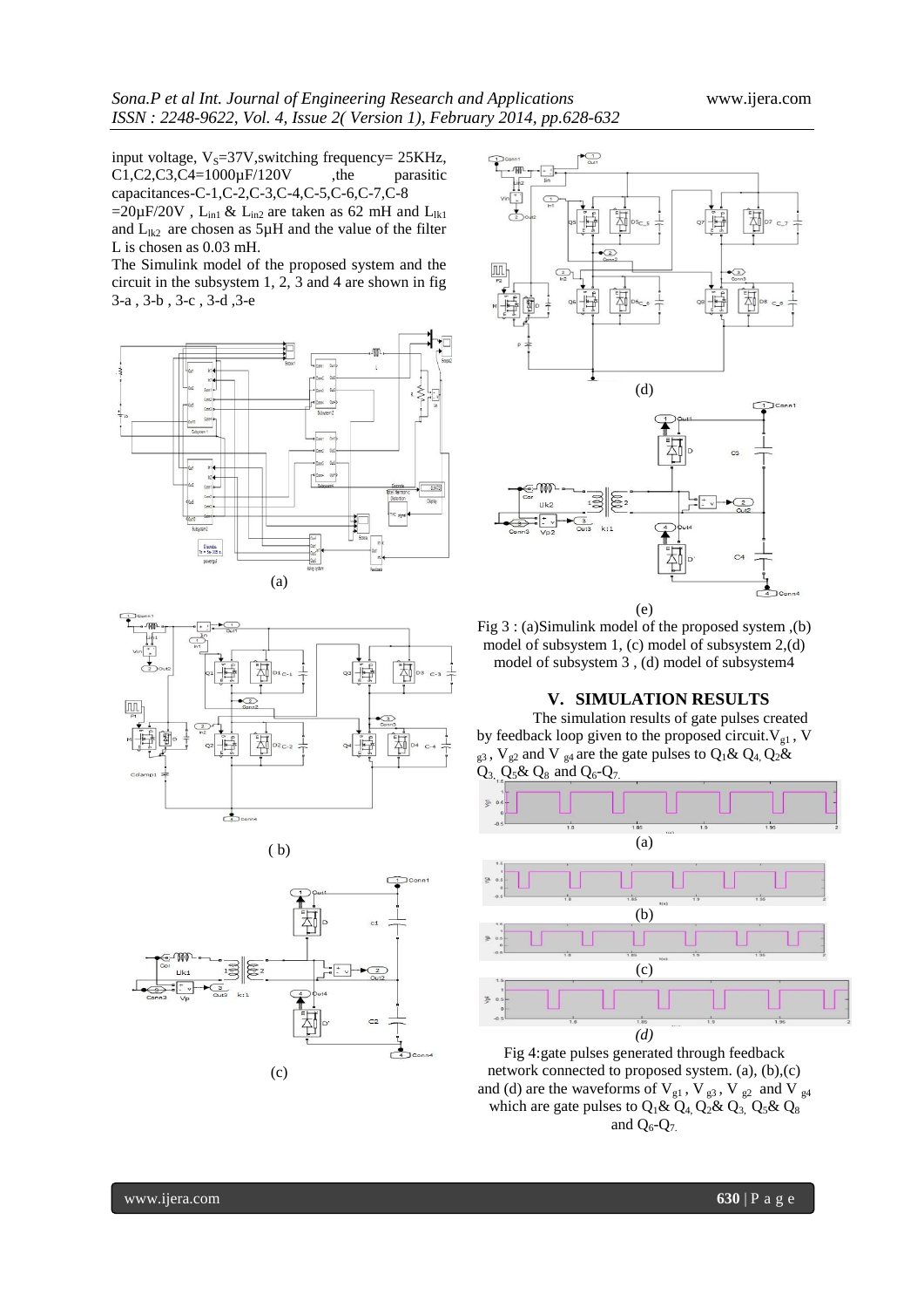input voltage, $V_S$=37V,switching frequency= 25KHz, C1,C2,C3,C4=1000µF/120V ,the parasitic capacitances-C-1,C-2,C-3,C-4,C-5,C-6,C-7,C-8 =20µF/20V , $L_{in1}$ & $L_{in2}$ are taken as 62 mH and $L_{lk1}$ and $L_{lk2}$ are chosen as 5µH and the value of the filter L is chosen as 0.03 mH.

The Simulink model of the proposed system and the circuit in the subsystem 1, 2, 3 and 4 are shown in fig 3-a , 3-b , 3-c , 3-d ,3-e

(a)

( b)

(c)

(d)

(e)

Fig 3 : (a)Simulink model of the proposed system ,(b) model of subsystem 1, (c) model of subsystem 2,(d) model of subsystem 3 , (d) model of subsystem4

## V. SIMULATION RESULTS

The simulation results of gate pulses created by feedback loop given to the proposed circuit.$V_{g1}$ , $V_{g3}$ , $V_{g2}$ and $V_{g4}$ are the gate pulses to $Q_1$& $Q_4$, $Q_2$& $Q_3$, $Q_5$& $Q_8$ and $Q_6$-$Q_7$.

(a)

(b)

(c)

*(d)*

Fig 4:gate pulses generated through feedback network connected to proposed system. (a), (b),(c) and (d) are the waveforms of $V_{g1}$ , $V_{g3}$ , $V_{g2}$ and $V_{g4}$ which are gate pulses to $Q_1$& $Q_4$, $Q_2$& $Q_3$, $Q_5$& $Q_8$ and $Q_6$-$Q_7$.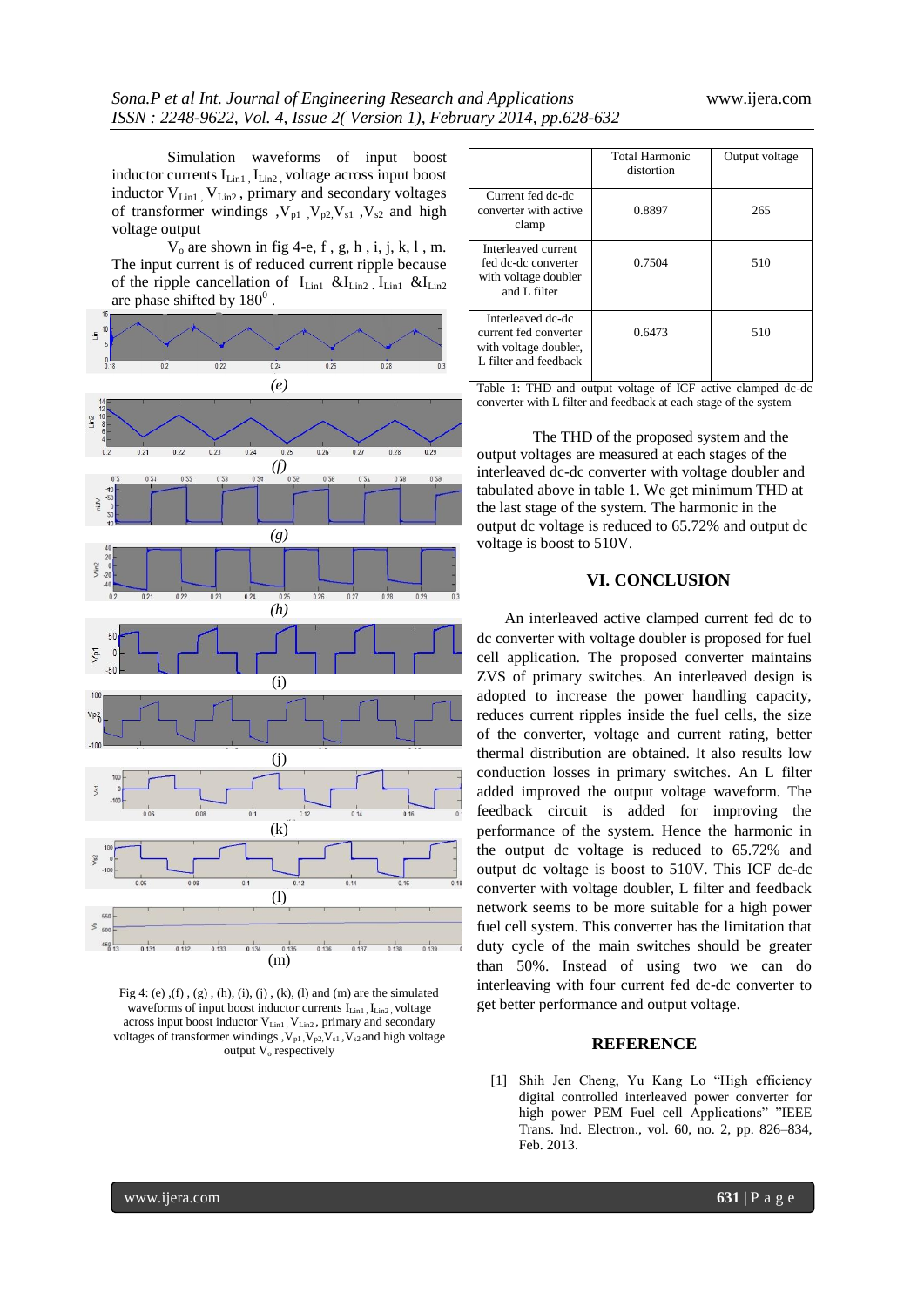Simulation waveforms of input boost inductor currents $I_{Lin1}$, $I_{Lin2}$, voltage across input boost inductor $V_{Lin1}$, $V_{Lin2}$, primary and secondary voltages of transformer windings, $V_{p1}$, $V_{p2}$, $V_{s1}$, $V_{s2}$ and high voltage output

$V_o$ are shown in fig 4-e, f, g, h, i, j, k, l, m. The input current is of reduced current ripple because of the ripple cancellation of $I_{Lin1}$ & $I_{Lin2}$. $I_{Lin1}$ & $I_{Lin2}$ are phase shifted by $180^0$.

Fig 4: (e), (f), (g), (h), (i), (j), (k), (l) and (m) are the simulated waveforms of input boost inductor currents $I_{Lin1}$, $I_{Lin2}$, voltage across input boost inductor $V_{Lin1}$, $V_{Lin2}$, primary and secondary voltages of transformer windings, $V_{p1}$, $V_{p2}$, $V_{s1}$, $V_{s2}$ and high voltage output $V_o$ respectively

| | Total Harmonic distortion | Output voltage |
|---|---|---|
| Current fed dc-dc converter with active clamp | 0.8897 | 265 |
| Interleaved current fed dc-dc converter with voltage doubler and L filter | 0.7504 | 510 |
| Interleaved dc-dc current fed converter with voltage doubler, L filter and feedback | 0.6473 | 510 |

Table 1: THD and output voltage of ICF active clamped dc-dc converter with L filter and feedback at each stage of the system

The THD of the proposed system and the output voltages are measured at each stages of the interleaved dc-dc converter with voltage doubler and tabulated above in table 1. We get minimum THD at the last stage of the system. The harmonic in the output dc voltage is reduced to 65.72% and output dc voltage is boost to 510V.

## VI. CONCLUSION

An interleaved active clamped current fed dc to dc converter with voltage doubler is proposed for fuel cell application. The proposed converter maintains ZVS of primary switches. An interleaved design is adopted to increase the power handling capacity, reduces current ripples inside the fuel cells, the size of the converter, voltage and current rating, better thermal distribution are obtained. It also results low conduction losses in primary switches. An L filter added improved the output voltage waveform. The feedback circuit is added for improving the performance of the system. Hence the harmonic in the output dc voltage is reduced to 65.72% and output dc voltage is boost to 510V. This ICF dc-dc converter with voltage doubler, L filter and feedback network seems to be more suitable for a high power fuel cell system. This converter has the limitation that duty cycle of the main switches should be greater than 50%. Instead of using two we can do interleaving with four current fed dc-dc converter to get better performance and output voltage.

## REFERENCE

[1] Shih Jen Cheng, Yu Kang Lo "High efficiency digital controlled interleaved power converter for high power PEM Fuel cell Applications" "IEEE Trans. Ind. Electron., vol. 60, no. 2, pp. 826–834, Feb. 2013.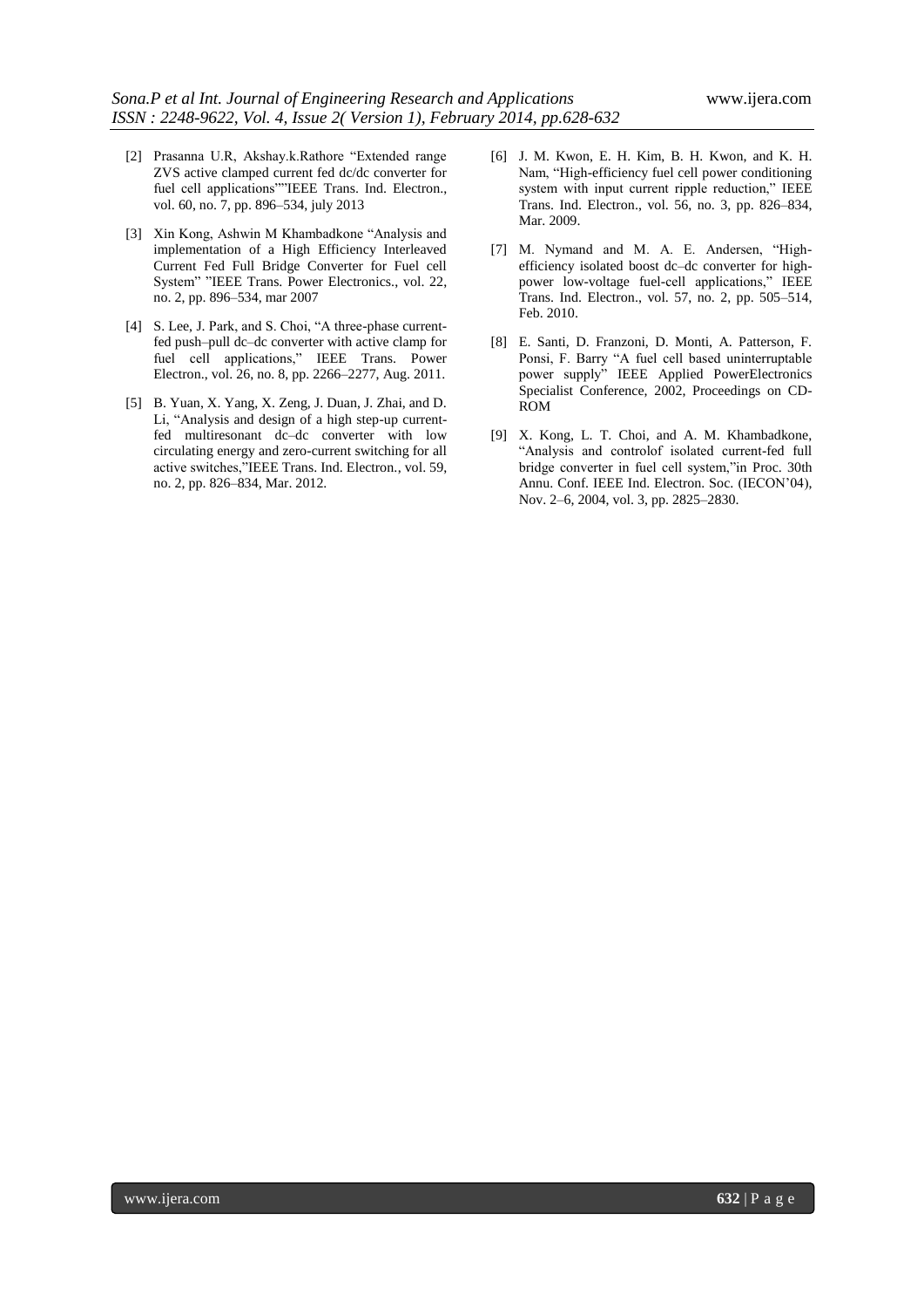[2] Prasanna U.R, Akshay.k.Rathore "Extended range ZVS active clamped current fed dc/dc converter for fuel cell applications""IEEE Trans. Ind. Electron., vol. 60, no. 7, pp. 896–534, july 2013

[3] Xin Kong, Ashwin M Khambadkone "Analysis and implementation of a High Efficiency Interleaved Current Fed Full Bridge Converter for Fuel cell System" "IEEE Trans. Power Electronics., vol. 22, no. 2, pp. 896–534, mar 2007

[4] S. Lee, J. Park, and S. Choi, "A three-phase current-fed push–pull dc–dc converter with active clamp for fuel cell applications," IEEE Trans. Power Electron., vol. 26, no. 8, pp. 2266–2277, Aug. 2011.

[5] B. Yuan, X. Yang, X. Zeng, J. Duan, J. Zhai, and D. Li, "Analysis and design of a high step-up current-fed multiresonant dc–dc converter with low circulating energy and zero-current switching for all active switches,"IEEE Trans. Ind. Electron., vol. 59, no. 2, pp. 826–834, Mar. 2012.

[6] J. M. Kwon, E. H. Kim, B. H. Kwon, and K. H. Nam, "High-efficiency fuel cell power conditioning system with input current ripple reduction," IEEE Trans. Ind. Electron., vol. 56, no. 3, pp. 826–834, Mar. 2009.

[7] M. Nymand and M. A. E. Andersen, "High-efficiency isolated boost dc–dc converter for high-power low-voltage fuel-cell applications," IEEE Trans. Ind. Electron., vol. 57, no. 2, pp. 505–514, Feb. 2010.

[8] E. Santi, D. Franzoni, D. Monti, A. Patterson, F. Ponsi, F. Barry "A fuel cell based uninterruptable power supply" IEEE Applied PowerElectronics Specialist Conference, 2002, Proceedings on CD-ROM

[9] X. Kong, L. T. Choi, and A. M. Khambadkone, "Analysis and controlof isolated current-fed full bridge converter in fuel cell system,"in Proc. 30th Annu. Conf. IEEE Ind. Electron. Soc. (IECON'04), Nov. 2–6, 2004, vol. 3, pp. 2825–2830.